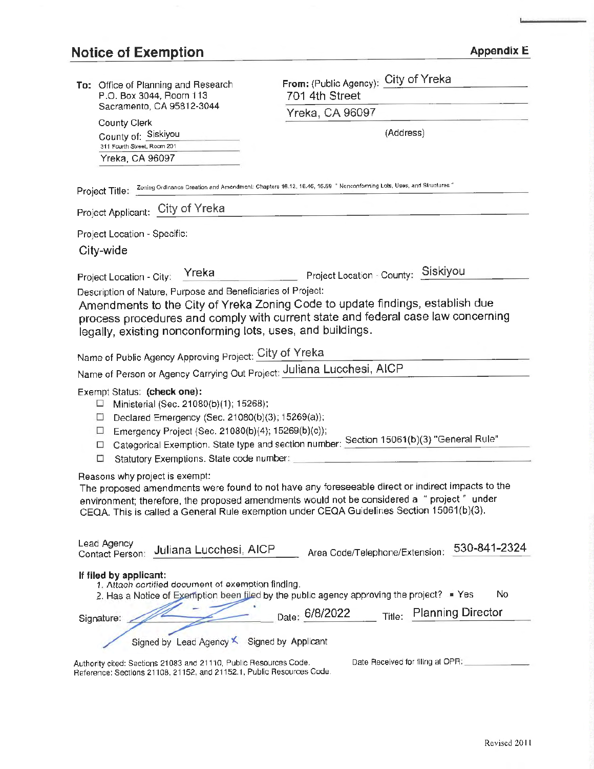## Notice of Exemption

**Appendix E**

**To:** Office of Planning and Research
P.O. Box 3044, Room 113
Sacramento, CA 95812-3044

County Clerk
County of: Siskiyou
311 Fourth Street, Room 201
Yreka, CA 96097

**From:** (Public Agency): City of Yreka
701 4th Street
Yreka, CA 96097
(Address)

Project Title: Zoning Ordinance Creation and Amendment: Chapters 16.12, 16.46, 16.59 " Nonconforming Lots, Uses, and Structures "

Project Applicant: City of Yreka

Project Location - Specific:
City-wide

Project Location - City: Yreka

Project Location - County: Siskiyou

Description of Nature, Purpose and Beneficiaries of Project:
Amendments to the City of Yreka Zoning Code to update findings, establish due process procedures and comply with current state and federal case law concerning legally, existing nonconforming lots, uses, and buildings.

Name of Public Agency Approving Project: City of Yreka

Name of Person or Agency Carrying Out Project: Juliana Lucchesi, AICP

Exempt Status: **(check one):**

- ☐ Ministerial (Sec. 21080(b)(1); 15268);
- ☐ Declared Emergency (Sec. 21080(b)(3); 15269(a));
- ☐ Emergency Project (Sec. 21080(b)(4); 15269(b)(c));
- ☐ Categorical Exemption. State type and section number: Section 15061(b)(3) "General Rule"
- ☐ Statutory Exemptions. State code number:

Reasons why project is exempt:
The proposed amendments were found to not have any foreseeable direct or indirect impacts to the environment; therefore, the proposed amendments would not be considered a " project " under CEQA. This is called a General Rule exemption under CEQA Guidelines Section 15061(b)(3).

Lead Agency Contact Person: Juliana Lucchesi, AICP

Area Code/Telephone/Extension: 530-841-2324

**If filed by applicant:**

1. Attach certified document of exemption finding.
2. Has a Notice of Exemption been filed by the public agency approving the project? ▪ Yes No

Signature: [signature] Date: 6/8/2022 Title: Planning Director

Signed by Lead Agency ✗ Signed by Applicant

Authority cited: Sections 21083 and 21110, Public Resources Code.
Reference: Sections 21108, 21152, and 21152.1, Public Resources Code.

Date Received for filing at OPR:

Revised 2011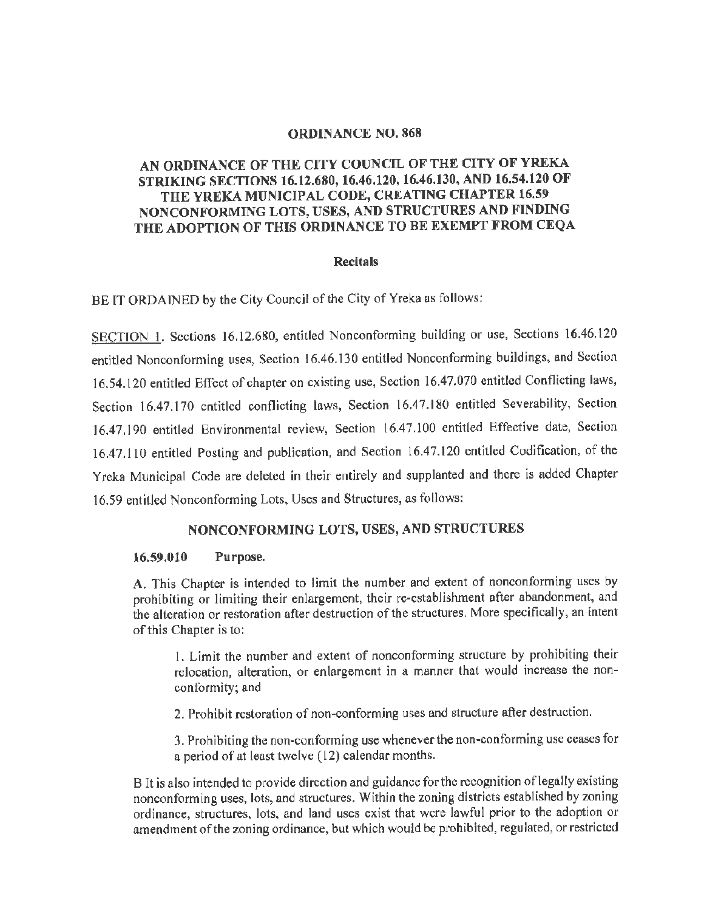**ORDINANCE NO. 868**

**AN ORDINANCE OF THE CITY COUNCIL OF THE CITY OF YREKA STRIKING SECTIONS 16.12.680, 16.46.120, 16.46.130, AND 16.54.120 OF THE YREKA MUNICIPAL CODE, CREATING CHAPTER 16.59 NONCONFORMING LOTS, USES, AND STRUCTURES AND FINDING THE ADOPTION OF THIS ORDINANCE TO BE EXEMPT FROM CEQA**

**Recitals**

BE IT ORDAINED by the City Council of the City of Yreka as follows:

SECTION 1. Sections 16.12.680, entitled Nonconforming building or use, Sections 16.46.120 entitled Nonconforming uses, Section 16.46.130 entitled Nonconforming buildings, and Section 16.54.120 entitled Effect of chapter on existing use, Section 16.47.070 entitled Conflicting laws, Section 16.47.170 entitled conflicting laws, Section 16.47.180 entitled Severability, Section 16.47.190 entitled Environmental review, Section 16.47.100 entitled Effective date, Section 16.47.110 entitled Posting and publication, and Section 16.47.120 entitled Codification, of the Yreka Municipal Code are deleted in their entirely and supplanted and there is added Chapter 16.59 entitled Nonconforming Lots, Uses and Structures, as follows:

**NONCONFORMING LOTS, USES, AND STRUCTURES**

**16.59.010 Purpose.**

A. This Chapter is intended to limit the number and extent of nonconforming uses by prohibiting or limiting their enlargement, their re-establishment after abandonment, and the alteration or restoration after destruction of the structures. More specifically, an intent of this Chapter is to:

1. Limit the number and extent of nonconforming structure by prohibiting their relocation, alteration, or enlargement in a manner that would increase the non-conformity; and

2. Prohibit restoration of non-conforming uses and structure after destruction.

3. Prohibiting the non-conforming use whenever the non-conforming use ceases for a period of at least twelve (12) calendar months.

B It is also intended to provide direction and guidance for the recognition of legally existing nonconforming uses, lots, and structures. Within the zoning districts established by zoning ordinance, structures, lots, and land uses exist that were lawful prior to the adoption or amendment of the zoning ordinance, but which would be prohibited, regulated, or restricted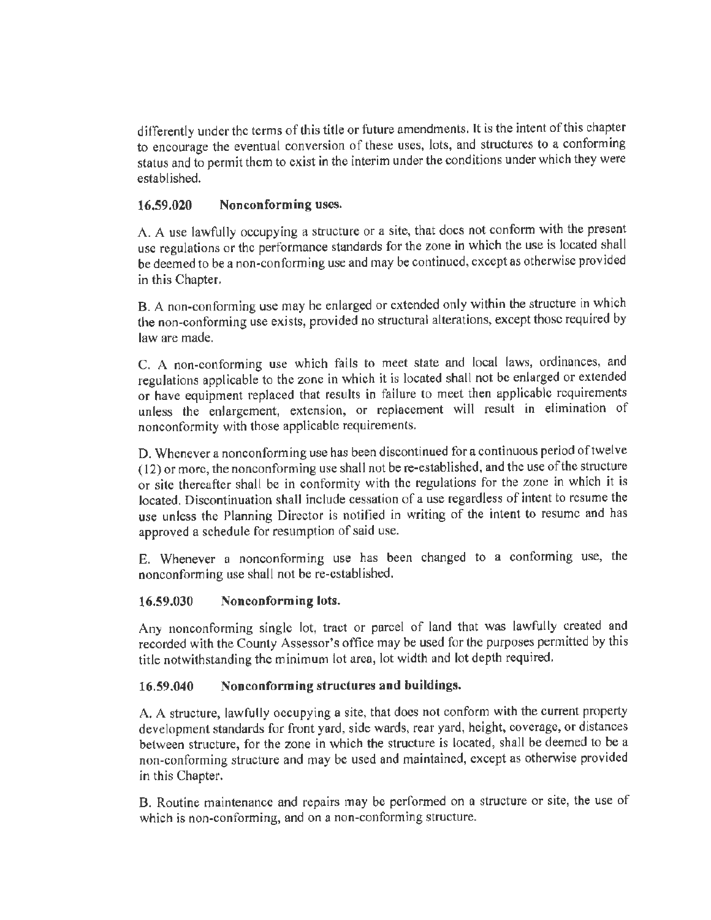differently under the terms of this title or future amendments. It is the intent of this chapter to encourage the eventual conversion of these uses, lots, and structures to a conforming status and to permit them to exist in the interim under the conditions under which they were established.

### 16.59.020 Nonconforming uses.

A. A use lawfully occupying a structure or a site, that does not conform with the present use regulations or the performance standards for the zone in which the use is located shall be deemed to be a non-conforming use and may be continued, except as otherwise provided in this Chapter.

B. A non-conforming use may be enlarged or extended only within the structure in which the non-conforming use exists, provided no structural alterations, except those required by law are made.

C. A non-conforming use which fails to meet state and local laws, ordinances, and regulations applicable to the zone in which it is located shall not be enlarged or extended or have equipment replaced that results in failure to meet then applicable requirements unless the enlargement, extension, or replacement will result in elimination of nonconformity with those applicable requirements.

D. Whenever a nonconforming use has been discontinued for a continuous period of twelve (12) or more, the nonconforming use shall not be re-established, and the use of the structure or site thereafter shall be in conformity with the regulations for the zone in which it is located. Discontinuation shall include cessation of a use regardless of intent to resume the use unless the Planning Director is notified in writing of the intent to resume and has approved a schedule for resumption of said use.

E. Whenever a nonconforming use has been changed to a conforming use, the nonconforming use shall not be re-established.

### 16.59.030 Nonconforming lots.

Any nonconforming single lot, tract or parcel of land that was lawfully created and recorded with the County Assessor's office may be used for the purposes permitted by this title notwithstanding the minimum lot area, lot width and lot depth required.

### 16.59.040 Nonconforming structures and buildings.

A. A structure, lawfully occupying a site, that does not conform with the current property development standards for front yard, side wards, rear yard, height, coverage, or distances between structure, for the zone in which the structure is located, shall be deemed to be a non-conforming structure and may be used and maintained, except as otherwise provided in this Chapter.

B. Routine maintenance and repairs may be performed on a structure or site, the use of which is non-conforming, and on a non-conforming structure.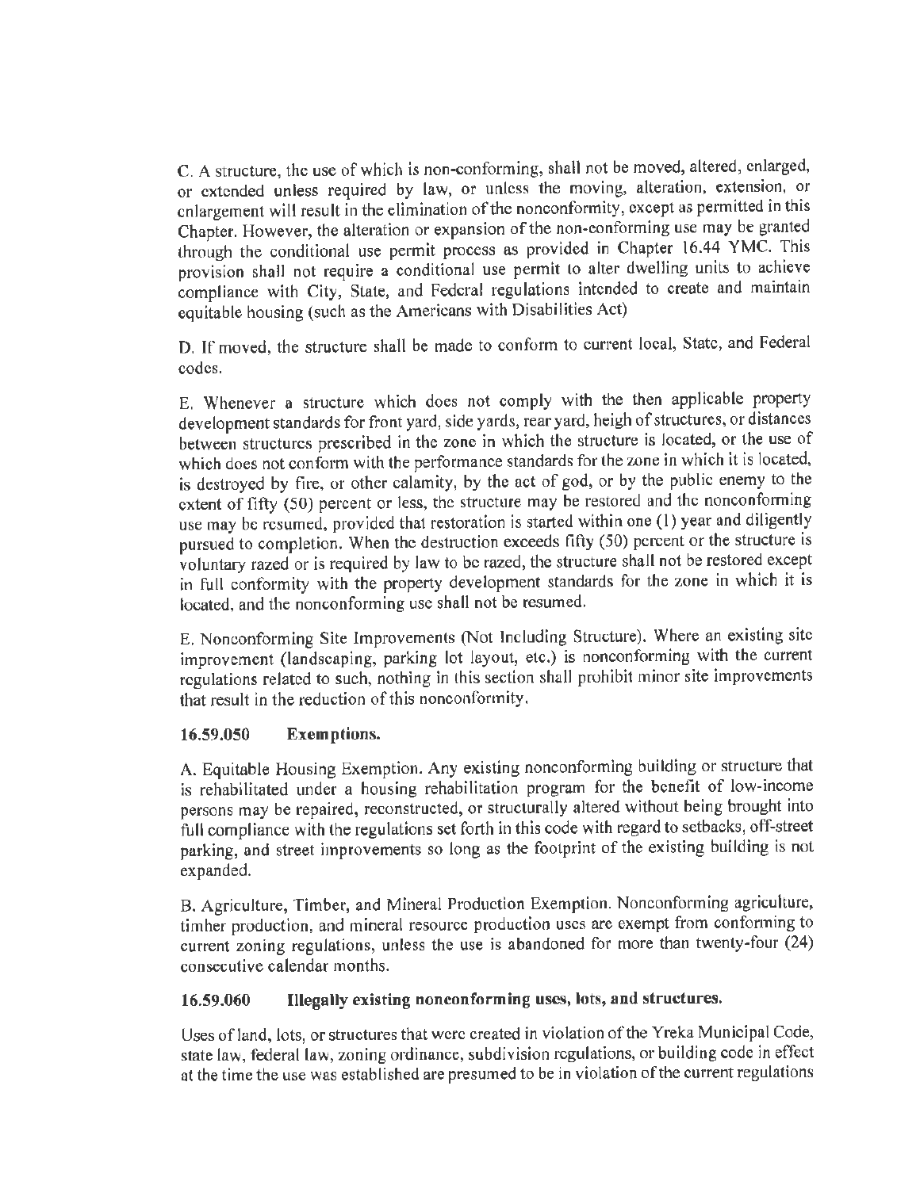C. A structure, the use of which is non-conforming, shall not be moved, altered, enlarged, or extended unless required by law, or unless the moving, alteration, extension, or enlargement will result in the elimination of the nonconformity, except as permitted in this Chapter. However, the alteration or expansion of the non-conforming use may be granted through the conditional use permit process as provided in Chapter 16.44 YMC. This provision shall not require a conditional use permit to alter dwelling units to achieve compliance with City, State, and Federal regulations intended to create and maintain equitable housing (such as the Americans with Disabilities Act)

D. If moved, the structure shall be made to conform to current local, State, and Federal codes.

E. Whenever a structure which does not comply with the then applicable property development standards for front yard, side yards, rear yard, heigh of structures, or distances between structures prescribed in the zone in which the structure is located, or the use of which does not conform with the performance standards for the zone in which it is located, is destroyed by fire, or other calamity, by the act of god, or by the public enemy to the extent of fifty (50) percent or less, the structure may be restored and the nonconforming use may be resumed, provided that restoration is started within one (1) year and diligently pursued to completion. When the destruction exceeds fifty (50) percent or the structure is voluntary razed or is required by law to be razed, the structure shall not be restored except in full conformity with the property development standards for the zone in which it is located, and the nonconforming use shall not be resumed.

E. Nonconforming Site Improvements (Not Including Structure). Where an existing site improvement (landscaping, parking lot layout, etc.) is nonconforming with the current regulations related to such, nothing in this section shall prohibit minor site improvements that result in the reduction of this nonconformity.

### 16.59.050 Exemptions.

A. Equitable Housing Exemption. Any existing nonconforming building or structure that is rehabilitated under a housing rehabilitation program for the benefit of low-income persons may be repaired, reconstructed, or structurally altered without being brought into full compliance with the regulations set forth in this code with regard to setbacks, off-street parking, and street improvements so long as the footprint of the existing building is not expanded.

B. Agriculture, Timber, and Mineral Production Exemption. Nonconforming agriculture, timber production, and mineral resource production uses are exempt from conforming to current zoning regulations, unless the use is abandoned for more than twenty-four (24) consecutive calendar months.

### 16.59.060 Illegally existing nonconforming uses, lots, and structures.

Uses of land, lots, or structures that were created in violation of the Yreka Municipal Code, state law, federal law, zoning ordinance, subdivision regulations, or building code in effect at the time the use was established are presumed to be in violation of the current regulations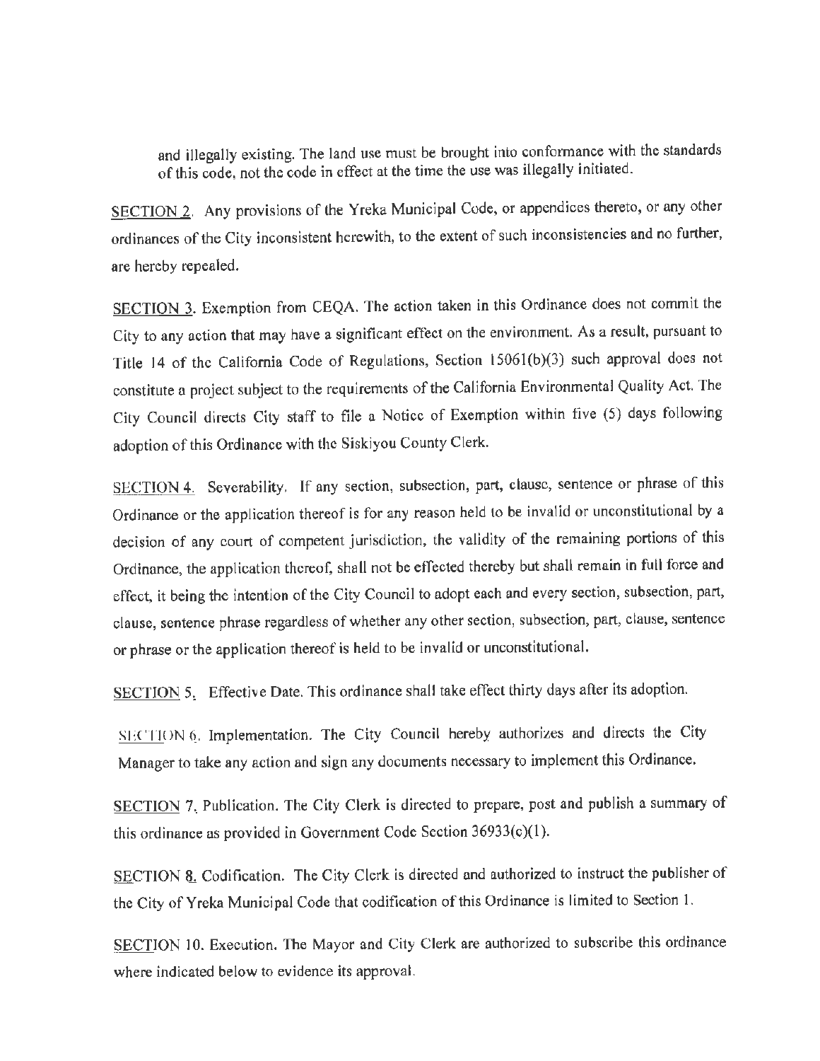and illegally existing. The land use must be brought into conformance with the standards of this code, not the code in effect at the time the use was illegally initiated.

<u>SECTION 2</u>. Any provisions of the Yreka Municipal Code, or appendices thereto, or any other ordinances of the City inconsistent herewith, to the extent of such inconsistencies and no further, are hereby repealed.

<u>SECTION 3</u>. Exemption from CEQA. The action taken in this Ordinance does not commit the City to any action that may have a significant effect on the environment. As a result, pursuant to Title 14 of the California Code of Regulations, Section 15061(b)(3) such approval does not constitute a project subject to the requirements of the California Environmental Quality Act. The City Council directs City staff to file a Notice of Exemption within five (5) days following adoption of this Ordinance with the Siskiyou County Clerk.

<u>SECTION 4</u>. Severability. If any section, subsection, part, clause, sentence or phrase of this Ordinance or the application thereof is for any reason held to be invalid or unconstitutional by a decision of any court of competent jurisdiction, the validity of the remaining portions of this Ordinance, the application thereof, shall not be effected thereby but shall remain in full force and effect, it being the intention of the City Council to adopt each and every section, subsection, part, clause, sentence phrase regardless of whether any other section, subsection, part, clause, sentence or phrase or the application thereof is held to be invalid or unconstitutional.

<u>SECTION 5</u>. Effective Date. This ordinance shall take effect thirty days after its adoption.

<u>SECTION 6</u>. Implementation. The City Council hereby authorizes and directs the City Manager to take any action and sign any documents necessary to implement this Ordinance.

<u>SECTION 7</u>. Publication. The City Clerk is directed to prepare, post and publish a summary of this ordinance as provided in Government Code Section 36933(c)(1).

<u>SECTION 8</u>. Codification. The City Clerk is directed and authorized to instruct the publisher of the City of Yreka Municipal Code that codification of this Ordinance is limited to Section 1.

<u>SECTION 10</u>. Execution. The Mayor and City Clerk are authorized to subscribe this ordinance where indicated below to evidence its approval.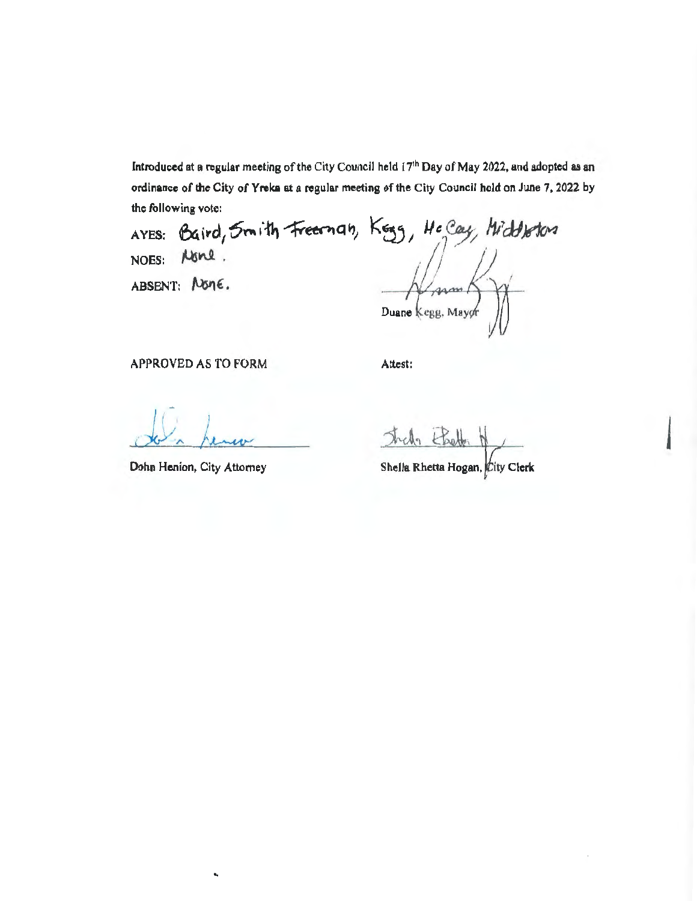Introduced at a regular meeting of the City Council held 17th Day of May 2022, and adopted as an ordinance of the City of Yreka at a regular meeting of the City Council held on June 7, 2022 by the following vote:

AYES: Baird, Smith Freeman, Kegg, McCay, Middleton

NOES: None.

ABSENT: None.

Duane Kegg, Mayor

APPROVED AS TO FORM

Attest:

Dohn Henion, City Attorney

Sheila Rhetta Hogan, City Clerk